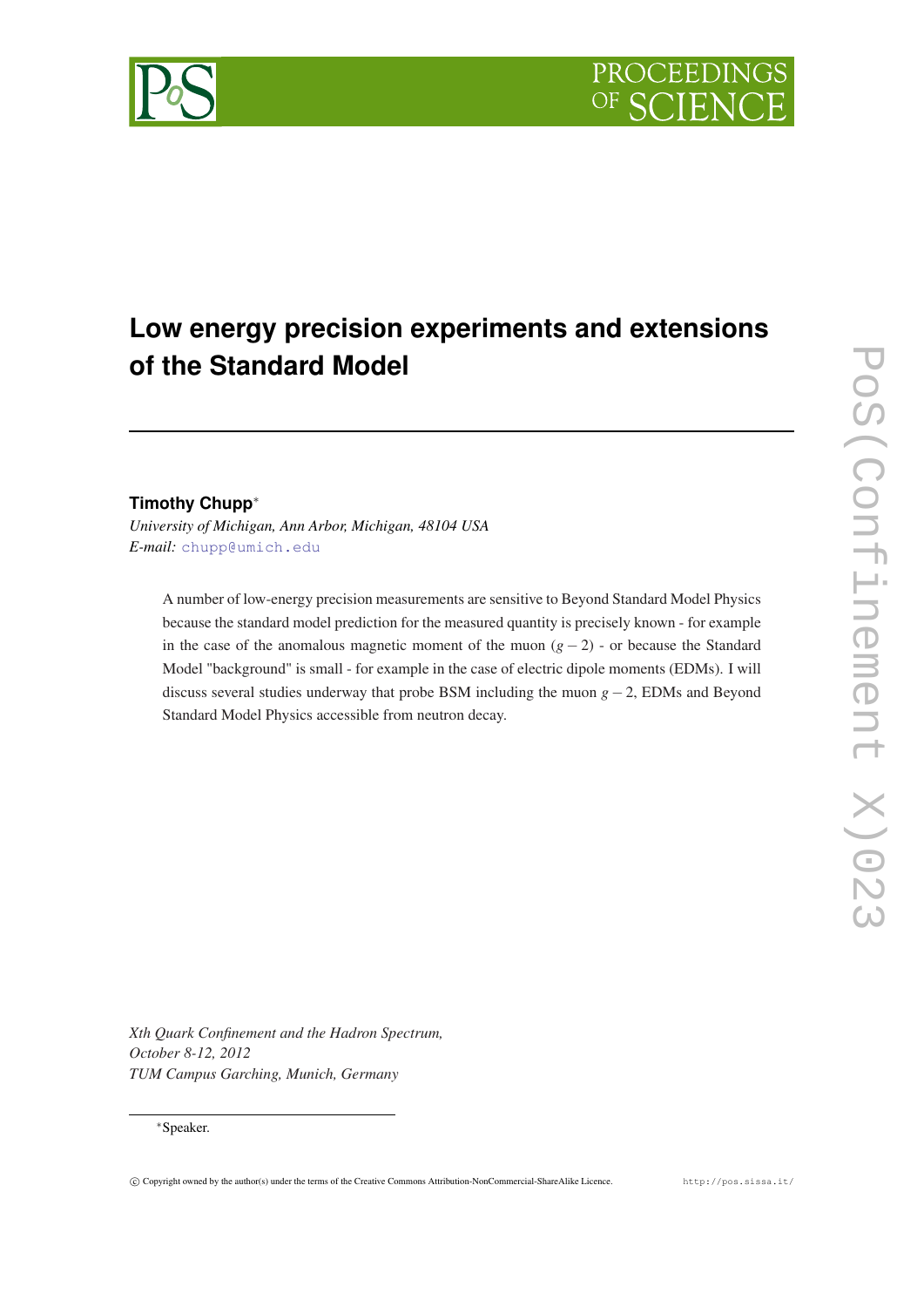# Low energy precision experiments and extensions of the Standard Model

**Timothy Chupp***

*University of Michigan, Ann Arbor, Michigan, 48104 USA*
*E-mail:* chupp@umich.edu

A number of low-energy precision measurements are sensitive to Beyond Standard Model Physics because the standard model prediction for the measured quantity is precisely known - for example in the case of the anomalous magnetic moment of the muon $(g-2)$ - or because the Standard Model "background" is small - for example in the case of electric dipole moments (EDMs). I will discuss several studies underway that probe BSM including the muon $g-2$, EDMs and Beyond Standard Model Physics accessible from neutron decay.

*Xth Quark Confinement and the Hadron Spectrum,*
*October 8-12, 2012*
*TUM Campus Garching, Munich, Germany*

*Speaker.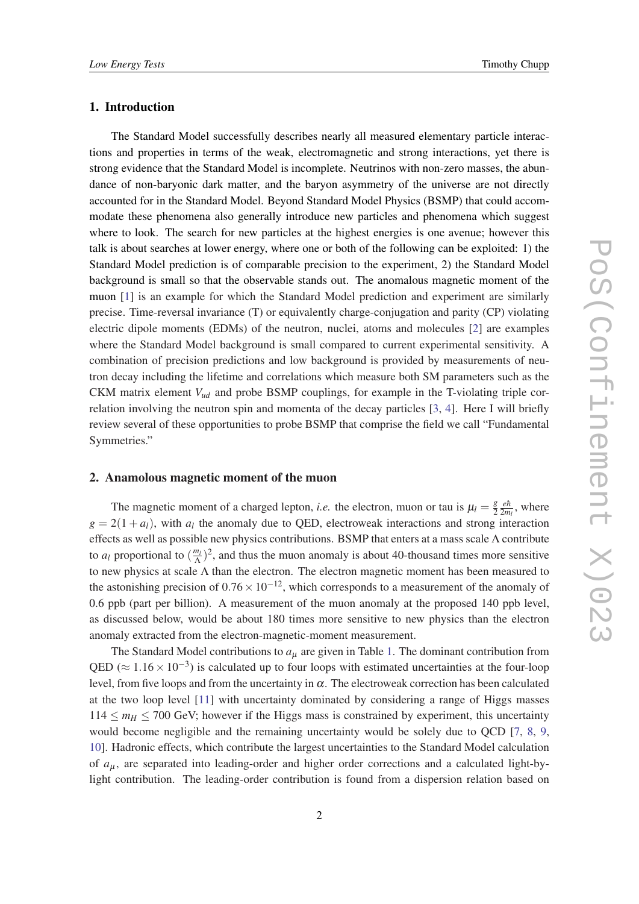## 1. Introduction

The Standard Model successfully describes nearly all measured elementary particle interactions and properties in terms of the weak, electromagnetic and strong interactions, yet there is strong evidence that the Standard Model is incomplete. Neutrinos with non-zero masses, the abundance of non-baryonic dark matter, and the baryon asymmetry of the universe are not directly accounted for in the Standard Model. Beyond Standard Model Physics (BSMP) that could accommodate these phenomena also generally introduce new particles and phenomena which suggest where to look. The search for new particles at the highest energies is one avenue; however this talk is about searches at lower energy, where one or both of the following can be exploited: 1) the Standard Model prediction is of comparable precision to the experiment, 2) the Standard Model background is small so that the observable stands out. The anomalous magnetic moment of the muon [1] is an example for which the Standard Model prediction and experiment are similarly precise. Time-reversal invariance (T) or equivalently charge-conjugation and parity (CP) violating electric dipole moments (EDMs) of the neutron, nuclei, atoms and molecules [2] are examples where the Standard Model background is small compared to current experimental sensitivity. A combination of precision predictions and low background is provided by measurements of neutron decay including the lifetime and correlations which measure both SM parameters such as the CKM matrix element $V_{ud}$ and probe BSMP couplings, for example in the T-violating triple correlation involving the neutron spin and momenta of the decay particles [3, 4]. Here I will briefly review several of these opportunities to probe BSMP that comprise the field we call "Fundamental Symmetries."

## 2. Anamolous magnetic moment of the muon

The magnetic moment of a charged lepton, *i.e.* the electron, muon or tau is $\mu_l = \frac{g}{2}\frac{e\hbar}{2m_l}$, where $g = 2(1+a_l)$, with $a_l$ the anomaly due to QED, electroweak interactions and strong interaction effects as well as possible new physics contributions. BSMP that enters at a mass scale $\Lambda$ contribute to $a_l$ proportional to $(\frac{m_l}{\Lambda})^2$, and thus the muon anomaly is about 40-thousand times more sensitive to new physics at scale $\Lambda$ than the electron. The electron magnetic moment has been measured to the astonishing precision of $0.76\times10^{-12}$, which corresponds to a measurement of the anomaly of 0.6 ppb (part per billion). A measurement of the muon anomaly at the proposed 140 ppb level, as discussed below, would be about 180 times more sensitive to new physics than the electron anomaly extracted from the electron-magnetic-moment measurement.

The Standard Model contributions to $a_\mu$ are given in Table 1. The dominant contribution from QED ($\approx 1.16\times10^{-3}$) is calculated up to four loops with estimated uncertainties at the four-loop level, from five loops and from the uncertainty in $\alpha$. The electroweak correction has been calculated at the two loop level [11] with uncertainty dominated by considering a range of Higgs masses $114 \le m_H \le 700$ GeV; however if the Higgs mass is constrained by experiment, this uncertainty would become negligible and the remaining uncertainty would be solely due to QCD [7, 8, 9, 10]. Hadronic effects, which contribute the largest uncertainties to the Standard Model calculation of $a_\mu$, are separated into leading-order and higher order corrections and a calculated light-by-light contribution. The leading-order contribution is found from a dispersion relation based on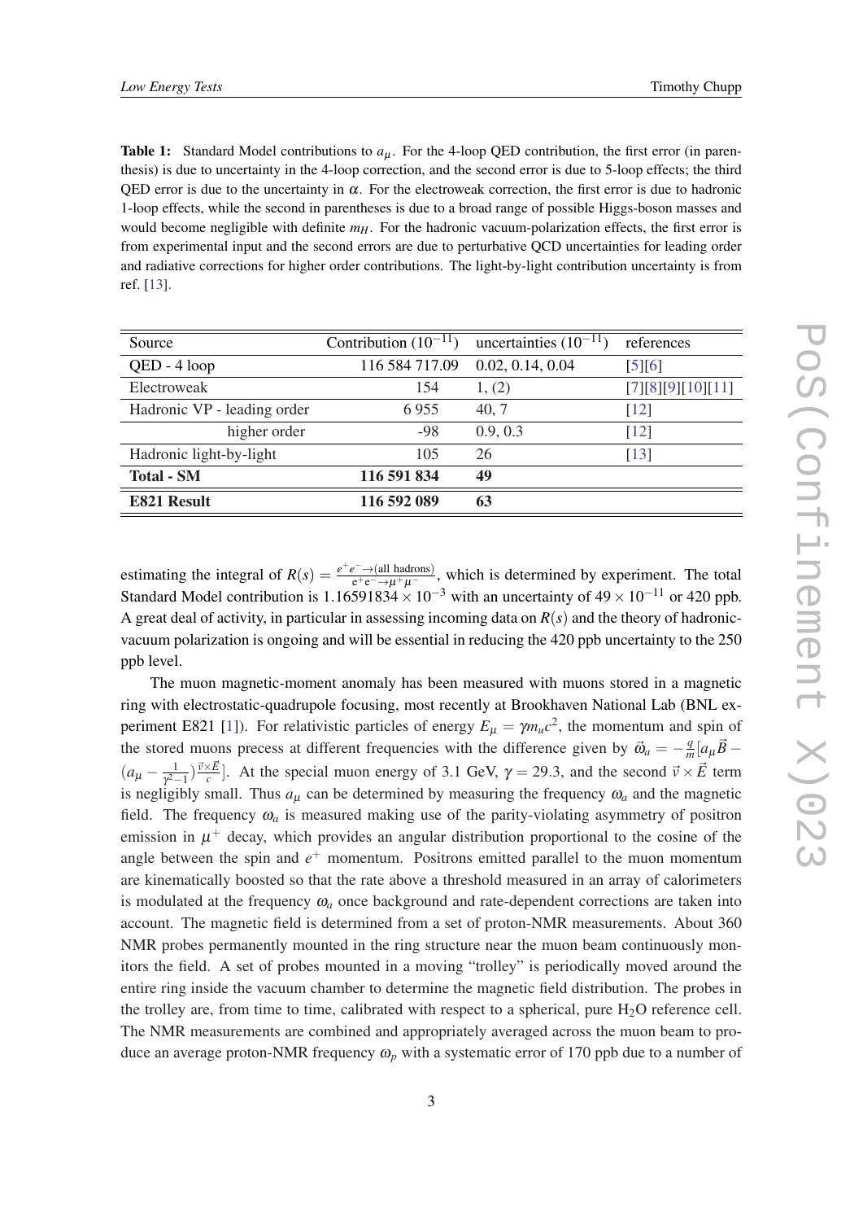**Table 1:** Standard Model contributions to $a_\mu$. For the 4-loop QED contribution, the first error (in parenthesis) is due to uncertainty in the 4-loop correction, and the second error is due to 5-loop effects; the third QED error is due to the uncertainty in $\alpha$. For the electroweak correction, the first error is due to hadronic 1-loop effects, while the second in parentheses is due to a broad range of possible Higgs-boson masses and would become negligible with definite $m_H$. For the hadronic vacuum-polarization effects, the first error is from experimental input and the second errors are due to perturbative QCD uncertainties for leading order and radiative corrections for higher order contributions. The light-by-light contribution uncertainty is from ref. [13].

| Source | Contribution ($10^{-11}$) | uncertainties ($10^{-11}$) | references |
|---|---|---|---|
| QED - 4 loop | 116 584 717.09 | 0.02, 0.14, 0.04 | [5][6] |
| Electroweak | 154 | 1, (2) | [7][8][9][10][11] |
| Hadronic VP - leading order | 6 955 | 40, 7 | [12] |
| higher order | -98 | 0.9, 0.3 | [12] |
| Hadronic light-by-light | 105 | 26 | [13] |
| **Total - SM** | **116 591 834** | **49** | |
| **E821 Result** | **116 592 089** | **63** | |

estimating the integral of $R(s) = \frac{e^+e^- \to \text{(all hadrons)}}{e^+e^- \to \mu^+\mu^-}$, which is determined by experiment. The total Standard Model contribution is $1.16591834 \times 10^{-3}$ with an uncertainty of $49 \times 10^{-11}$ or 420 ppb. A great deal of activity, in particular in assessing incoming data on $R(s)$ and the theory of hadronic-vacuum polarization is ongoing and will be essential in reducing the 420 ppb uncertainty to the 250 ppb level.

The muon magnetic-moment anomaly has been measured with muons stored in a magnetic ring with electrostatic-quadrupole focusing, most recently at Brookhaven National Lab (BNL experiment E821 [1]). For relativistic particles of energy $E_\mu = \gamma m_\mu c^2$, the momentum and spin of the stored muons precess at different frequencies with the difference given by $\vec{\omega}_a = -\frac{q}{m}[a_\mu \vec{B} - (a_\mu - \frac{1}{\gamma^2 - 1})\frac{\vec{v} \times \vec{E}}{c}]$. At the special muon energy of 3.1 GeV, $\gamma = 29.3$, and the second $\vec{v} \times \vec{E}$ term is negligibly small. Thus $a_\mu$ can be determined by measuring the frequency $\omega_a$ and the magnetic field. The frequency $\omega_a$ is measured making use of the parity-violating asymmetry of positron emission in $\mu^+$ decay, which provides an angular distribution proportional to the cosine of the angle between the spin and $e^+$ momentum. Positrons emitted parallel to the muon momentum are kinematically boosted so that the rate above a threshold measured in an array of calorimeters is modulated at the frequency $\omega_a$ once background and rate-dependent corrections are taken into account. The magnetic field is determined from a set of proton-NMR measurements. About 360 NMR probes permanently mounted in the ring structure near the muon beam continuously monitors the field. A set of probes mounted in a moving "trolley" is periodically moved around the entire ring inside the vacuum chamber to determine the magnetic field distribution. The probes in the trolley are, from time to time, calibrated with respect to a spherical, pure $H_2O$ reference cell. The NMR measurements are combined and appropriately averaged across the muon beam to produce an average proton-NMR frequency $\omega_p$ with a systematic error of 170 ppb due to a number of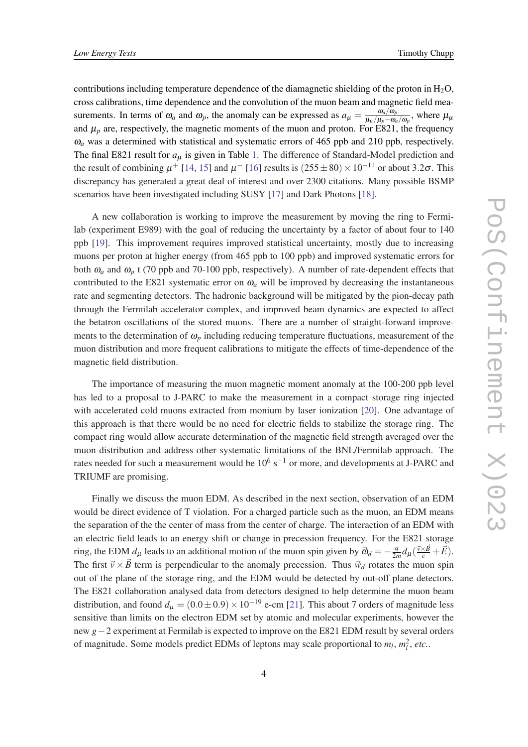contributions including temperature dependence of the diamagnetic shielding of the proton in $H_2O$, cross calibrations, time dependence and the convolution of the muon beam and magnetic field measurements. In terms of $\omega_a$ and $\omega_p$, the anomaly can be expressed as $a_\mu = \frac{\omega_a/\omega_p}{\mu_\mu/\mu_p - \omega_a/\omega_p}$, where $\mu_\mu$ and $\mu_p$ are, respectively, the magnetic moments of the muon and proton. For E821, the frequency $\omega_a$ was a determined with statistical and systematic errors of 465 ppb and 210 ppb, respectively. The final E821 result for $a_\mu$ is given in Table 1. The difference of Standard-Model prediction and the result of combining $\mu^+$ [14, 15] and $\mu^-$ [16] results is $(255 \pm 80) \times 10^{-11}$ or about $3.2\sigma$. This discrepancy has generated a great deal of interest and over 2300 citations. Many possible BSMP scenarios have been investigated including SUSY [17] and Dark Photons [18].

A new collaboration is working to improve the measurement by moving the ring to Fermilab (experiment E989) with the goal of reducing the uncertainty by a factor of about four to 140 ppb [19]. This improvement requires improved statistical uncertainty, mostly due to increasing muons per proton at higher energy (from 465 ppb to 100 ppb) and improved systematic errors for both $\omega_a$ and $\omega_p$ t (70 ppb and 70-100 ppb, respectively). A number of rate-dependent effects that contributed to the E821 systematic error on $\omega_a$ will be improved by decreasing the instantaneous rate and segmenting detectors. The hadronic background will be mitigated by the pion-decay path through the Fermilab accelerator complex, and improved beam dynamics are expected to affect the betatron oscillations of the stored muons. There are a number of straight-forward improvements to the determination of $\omega_p$ including reducing temperature fluctuations, measurement of the muon distribution and more frequent calibrations to mitigate the effects of time-dependence of the magnetic field distribution.

The importance of measuring the muon magnetic moment anomaly at the 100-200 ppb level has led to a proposal to J-PARC to make the measurement in a compact storage ring injected with accelerated cold muons extracted from monium by laser ionization [20]. One advantage of this approach is that there would be no need for electric fields to stabilize the storage ring. The compact ring would allow accurate determination of the magnetic field strength averaged over the muon distribution and address other systematic limitations of the BNL/Fermilab approach. The rates needed for such a measurement would be $10^6$ s$^{-1}$ or more, and developments at J-PARC and TRIUMF are promising.

Finally we discuss the muon EDM. As described in the next section, observation of an EDM would be direct evidence of T violation. For a charged particle such as the muon, an EDM means the separation of the the center of mass from the center of charge. The interaction of an EDM with an electric field leads to an energy shift or change in precession frequency. For the E821 storage ring, the EDM $d_\mu$ leads to an additional motion of the muon spin given by $\vec{\omega}_d = -\frac{q}{2m} d_\mu (\frac{\vec{v} \times \vec{B}}{c} + \vec{E})$. The first $\vec{v} \times \vec{B}$ term is perpendicular to the anomaly precession. Thus $\vec{w}_d$ rotates the muon spin out of the plane of the storage ring, and the EDM would be detected by out-off plane detectors. The E821 collaboration analysed data from detectors designed to help determine the muon beam distribution, and found $d_\mu = (0.0 \pm 0.9) \times 10^{-19}$ e-cm [21]. This about 7 orders of magnitude less sensitive than limits on the electron EDM set by atomic and molecular experiments, however the new $g-2$ experiment at Fermilab is expected to improve on the E821 EDM result by several orders of magnitude. Some models predict EDMs of leptons may scale proportional to $m_l$, $m_l^2$, *etc.*.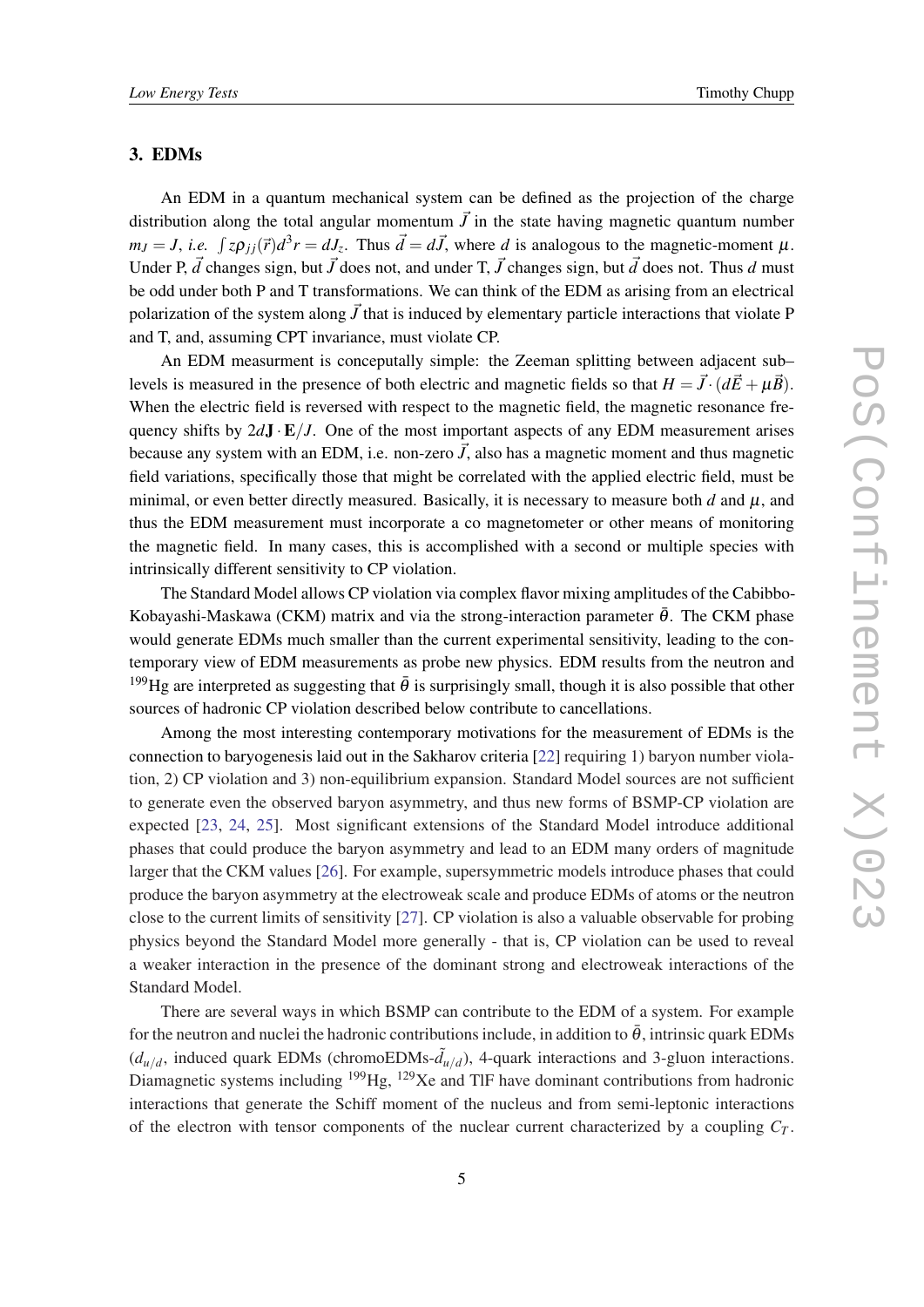## 3. EDMs

An EDM in a quantum mechanical system can be defined as the projection of the charge distribution along the total angular momentum $\vec{J}$ in the state having magnetic quantum number $m_J = J$, *i.e.* $\int z\rho_{jj}(\vec{r})d^3r = dJ_z$. Thus $\vec{d} = d\vec{J}$, where $d$ is analogous to the magnetic-moment $\mu$. Under P, $\vec{d}$ changes sign, but $\vec{J}$ does not, and under T, $\vec{J}$ changes sign, but $\vec{d}$ does not. Thus $d$ must be odd under both P and T transformations. We can think of the EDM as arising from an electrical polarization of the system along $\vec{J}$ that is induced by elementary particle interactions that violate P and T, and, assuming CPT invariance, must violate CP.

An EDM measurment is conceputally simple: the Zeeman splitting between adjacent sub–levels is measured in the presence of both electric and magnetic fields so that $H = \vec{J}\cdot(d\vec{E} + \mu\vec{B})$. When the electric field is reversed with respect to the magnetic field, the magnetic resonance frequency shifts by $2d\mathbf{J}\cdot\mathbf{E}/J$. One of the most important aspects of any EDM measurement arises because any system with an EDM, i.e. non-zero $\vec{J}$, also has a magnetic moment and thus magnetic field variations, specifically those that might be correlated with the applied electric field, must be minimal, or even better directly measured. Basically, it is necessary to measure both $d$ and $\mu$, and thus the EDM measurement must incorporate a co magnetometer or other means of monitoring the magnetic field. In many cases, this is accomplished with a second or multiple species with intrinsically different sensitivity to CP violation.

The Standard Model allows CP violation via complex flavor mixing amplitudes of the Cabibbo-Kobayashi-Maskawa (CKM) matrix and via the strong-interaction parameter $\bar{\theta}$. The CKM phase would generate EDMs much smaller than the current experimental sensitivity, leading to the contemporary view of EDM measurements as probe new physics. EDM results from the neutron and $^{199}$Hg are interpreted as suggesting that $\bar{\theta}$ is surprisingly small, though it is also possible that other sources of hadronic CP violation described below contribute to cancellations.

Among the most interesting contemporary motivations for the measurement of EDMs is the connection to baryogenesis laid out in the Sakharov criteria [22] requiring 1) baryon number violation, 2) CP violation and 3) non-equilibrium expansion. Standard Model sources are not sufficient to generate even the observed baryon asymmetry, and thus new forms of BSMP-CP violation are expected [23, 24, 25]. Most significant extensions of the Standard Model introduce additional phases that could produce the baryon asymmetry and lead to an EDM many orders of magnitude larger that the CKM values [26]. For example, supersymmetric models introduce phases that could produce the baryon asymmetry at the electroweak scale and produce EDMs of atoms or the neutron close to the current limits of sensitivity [27]. CP violation is also a valuable observable for probing physics beyond the Standard Model more generally - that is, CP violation can be used to reveal a weaker interaction in the presence of the dominant strong and electroweak interactions of the Standard Model.

There are several ways in which BSMP can contribute to the EDM of a system. For example for the neutron and nuclei the hadronic contributions include, in addition to $\bar{\theta}$, intrinsic quark EDMs ($d_{u/d}$, induced quark EDMs (chromoEDMs-$\tilde{d}_{u/d}$), 4-quark interactions and 3-gluon interactions. Diamagnetic systems including $^{199}$Hg, $^{129}$Xe and TlF have dominant contributions from hadronic interactions that generate the Schiff moment of the nucleus and from semi-leptonic interactions of the electron with tensor components of the nuclear current characterized by a coupling $C_T$.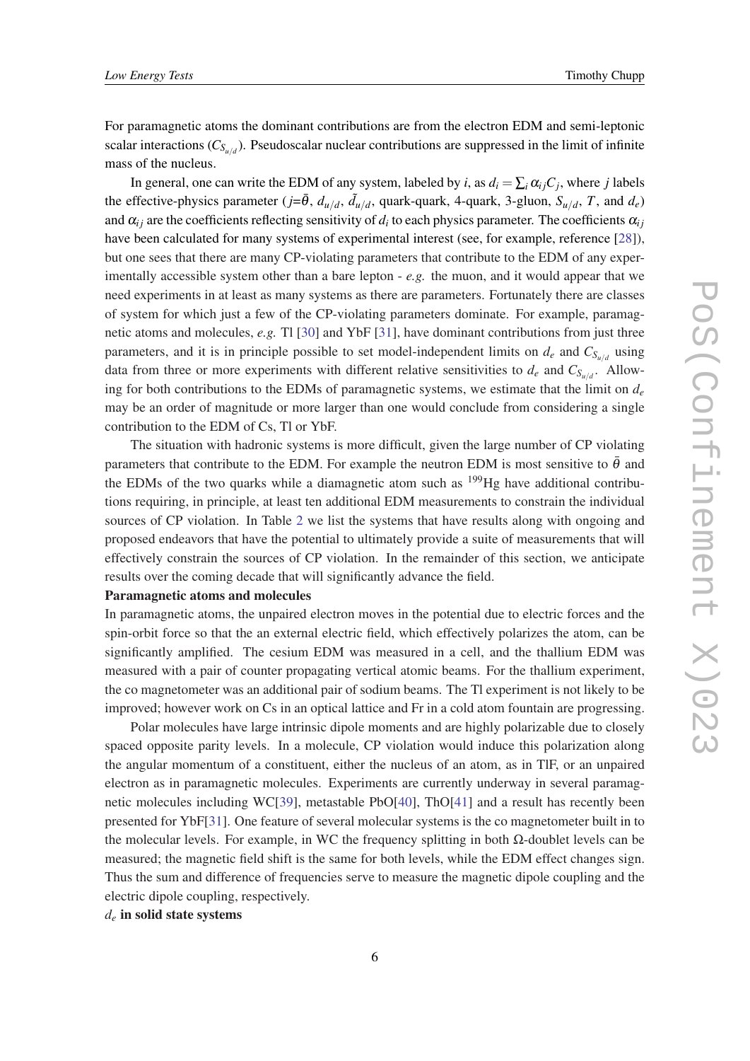For paramagnetic atoms the dominant contributions are from the electron EDM and semi-leptonic scalar interactions ($C_{S_{u/d}}$). Pseudoscalar nuclear contributions are suppressed in the limit of infinite mass of the nucleus.

In general, one can write the EDM of any system, labeled by $i$, as $d_i = \sum_i \alpha_{ij} C_j$, where $j$ labels the effective-physics parameter ($j$=$\bar{\theta}$, $d_{u/d}$, $\tilde{d}_{u/d}$, quark-quark, 4-quark, 3-gluon, $S_{u/d}$, $T$, and $d_e$) and $\alpha_{ij}$ are the coefficients reflecting sensitivity of $d_i$ to each physics parameter. The coefficients $\alpha_{ij}$ have been calculated for many systems of experimental interest (see, for example, reference [28]), but one sees that there are many CP-violating parameters that contribute to the EDM of any experimentally accessible system other than a bare lepton - *e.g.* the muon, and it would appear that we need experiments in at least as many systems as there are parameters. Fortunately there are classes of system for which just a few of the CP-violating parameters dominate. For example, paramagnetic atoms and molecules, *e.g.* Tl [30] and YbF [31], have dominant contributions from just three parameters, and it is in principle possible to set model-independent limits on $d_e$ and $C_{S_{u/d}}$ using data from three or more experiments with different relative sensitivities to $d_e$ and $C_{S_{u/d}}$. Allowing for both contributions to the EDMs of paramagnetic systems, we estimate that the limit on $d_e$ may be an order of magnitude or more larger than one would conclude from considering a single contribution to the EDM of Cs, Tl or YbF.

The situation with hadronic systems is more difficult, given the large number of CP violating parameters that contribute to the EDM. For example the neutron EDM is most sensitive to $\bar{\theta}$ and the EDMs of the two quarks while a diamagnetic atom such as $^{199}$Hg have additional contributions requiring, in principle, at least ten additional EDM measurements to constrain the individual sources of CP violation. In Table 2 we list the systems that have results along with ongoing and proposed endeavors that have the potential to ultimately provide a suite of measurements that will effectively constrain the sources of CP violation. In the remainder of this section, we anticipate results over the coming decade that will significantly advance the field.

**Paramagnetic atoms and molecules**

In paramagnetic atoms, the unpaired electron moves in the potential due to electric forces and the spin-orbit force so that the an external electric field, which effectively polarizes the atom, can be significantly amplified. The cesium EDM was measured in a cell, and the thallium EDM was measured with a pair of counter propagating vertical atomic beams. For the thallium experiment, the co magnetometer was an additional pair of sodium beams. The Tl experiment is not likely to be improved; however work on Cs in an optical lattice and Fr in a cold atom fountain are progressing.

Polar molecules have large intrinsic dipole moments and are highly polarizable due to closely spaced opposite parity levels. In a molecule, CP violation would induce this polarization along the angular momentum of a constituent, either the nucleus of an atom, as in TlF, or an unpaired electron as in paramagnetic molecules. Experiments are currently underway in several paramagnetic molecules including WC[39], metastable PbO[40], ThO[41] and a result has recently been presented for YbF[31]. One feature of several molecular systems is the co magnetometer built in to the molecular levels. For example, in WC the frequency splitting in both $\Omega$-doublet levels can be measured; the magnetic field shift is the same for both levels, while the EDM effect changes sign. Thus the sum and difference of frequencies serve to measure the magnetic dipole coupling and the electric dipole coupling, respectively.

**$d_e$ in solid state systems**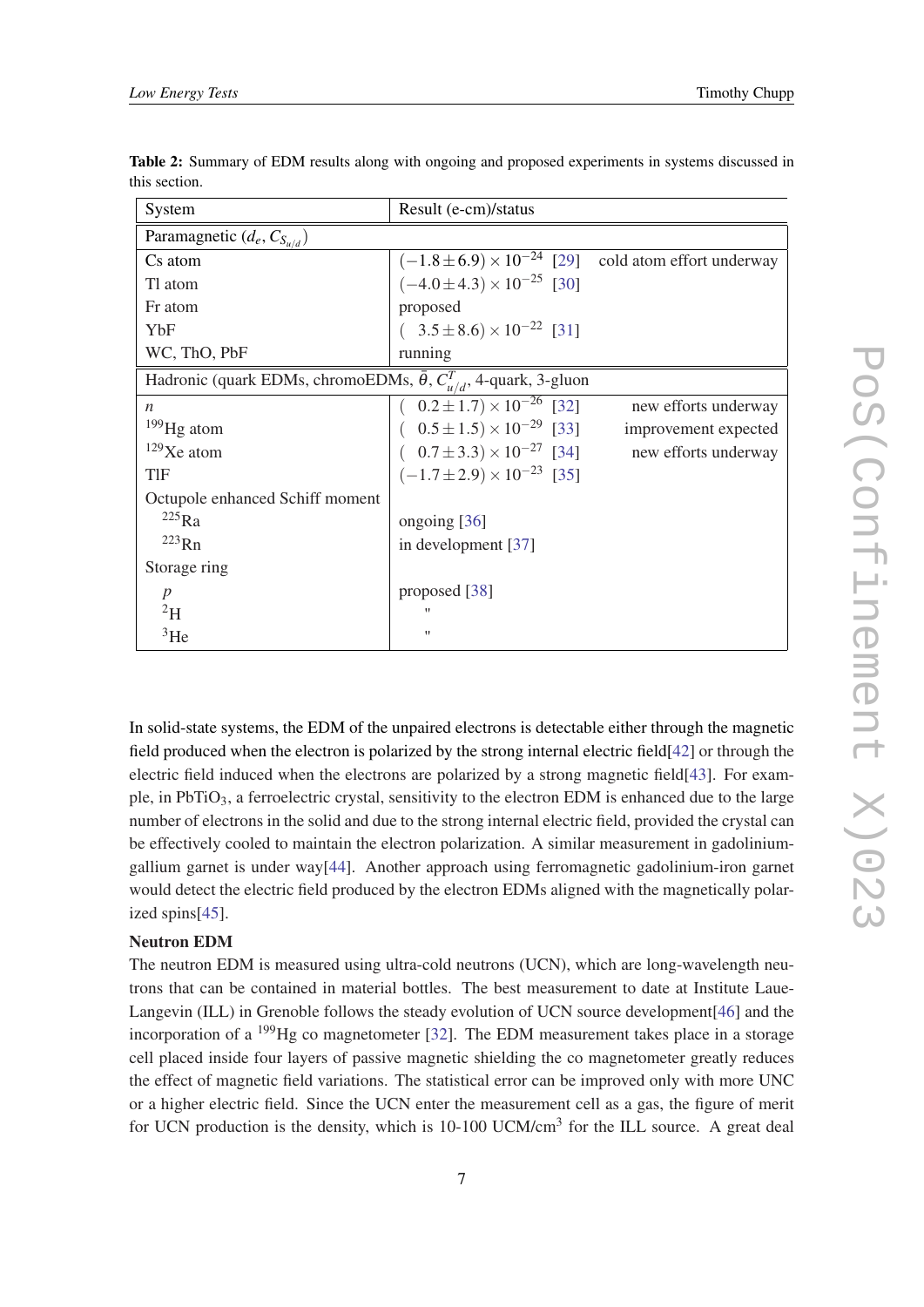**Table 2:** Summary of EDM results along with ongoing and proposed experiments in systems discussed in this section.

| System | Result (e-cm)/status | |
|---|---|---|
| Paramagnetic ($d_e$, $C_{S_{u/d}}$) | | |
| Cs atom | $(-1.8 \pm 6.9) \times 10^{-24}$ [29] | cold atom effort underway |
| Tl atom | $(-4.0 \pm 4.3) \times 10^{-25}$ [30] | |
| Fr atom | proposed | |
| YbF | $(\ \ 3.5 \pm 8.6) \times 10^{-22}$ [31] | |
| WC, ThO, PbF | running | |
| Hadronic (quark EDMs, chromoEDMs, $\bar{\theta}$, $C^{T}_{u/d}$, 4-quark, 3-gluon | | |
| $n$ | $(\ \ 0.2 \pm 1.7) \times 10^{-26}$ [32] | new efforts underway |
| $^{199}$Hg atom | $(\ \ 0.5 \pm 1.5) \times 10^{-29}$ [33] | improvement expected |
| $^{129}$Xe atom | $(\ \ 0.7 \pm 3.3) \times 10^{-27}$ [34] | new efforts underway |
| TlF | $(-1.7 \pm 2.9) \times 10^{-23}$ [35] | |
| Octupole enhanced Schiff moment | | |
| $^{225}$Ra | ongoing [36] | |
| $^{223}$Rn | in development [37] | |
| Storage ring | | |
| $p$ | proposed [38] | |
| $^{2}$H | " | |
| $^{3}$He | " | |

In solid-state systems, the EDM of the unpaired electrons is detectable either through the magnetic field produced when the electron is polarized by the strong internal electric field[42] or through the electric field induced when the electrons are polarized by a strong magnetic field[43]. For example, in $PbTiO_3$, a ferroelectric crystal, sensitivity to the electron EDM is enhanced due to the large number of electrons in the solid and due to the strong internal electric field, provided the crystal can be effectively cooled to maintain the electron polarization. A similar measurement in gadolinium-gallium garnet is under way[44]. Another approach using ferromagnetic gadolinium-iron garnet would detect the electric field produced by the electron EDMs aligned with the magnetically polarized spins[45].

**Neutron EDM**

The neutron EDM is measured using ultra-cold neutrons (UCN), which are long-wavelength neutrons that can be contained in material bottles. The best measurement to date at Institute Laue-Langevin (ILL) in Grenoble follows the steady evolution of UCN source development[46] and the incorporation of a $^{199}$Hg co magnetometer [32]. The EDM measurement takes place in a storage cell placed inside four layers of passive magnetic shielding the co magnetometer greatly reduces the effect of magnetic field variations. The statistical error can be improved only with more UNC or a higher electric field. Since the UCN enter the measurement cell as a gas, the figure of merit for UCN production is the density, which is 10-100 UCM/cm$^3$ for the ILL source. A great deal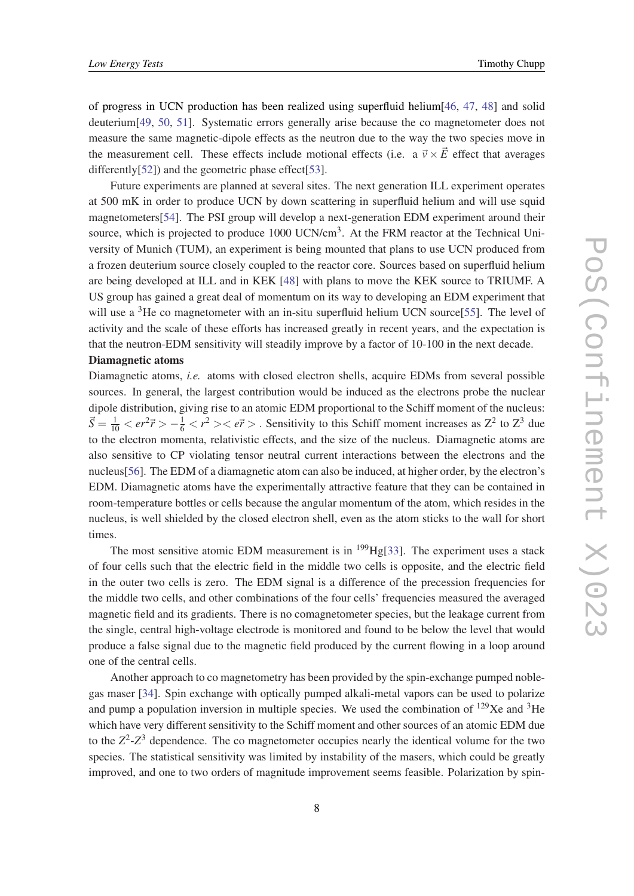of progress in UCN production has been realized using superfluid helium[46, 47, 48] and solid deuterium[49, 50, 51]. Systematic errors generally arise because the co magnetometer does not measure the same magnetic-dipole effects as the neutron due to the way the two species move in the measurement cell. These effects include motional effects (i.e. a $\vec{v}\times\vec{E}$ effect that averages differently[52]) and the geometric phase effect[53].

Future experiments are planned at several sites. The next generation ILL experiment operates at 500 mK in order to produce UCN by down scattering in superfluid helium and will use squid magnetometers[54]. The PSI group will develop a next-generation EDM experiment around their source, which is projected to produce 1000 UCN/cm$^3$. At the FRM reactor at the Technical University of Munich (TUM), an experiment is being mounted that plans to use UCN produced from a frozen deuterium source closely coupled to the reactor core. Sources based on superfluid helium are being developed at ILL and in KEK [48] with plans to move the KEK source to TRIUMF. A US group has gained a great deal of momentum on its way to developing an EDM experiment that will use a $^3$He co magnetometer with an in-situ superfluid helium UCN source[55]. The level of activity and the scale of these efforts has increased greatly in recent years, and the expectation is that the neutron-EDM sensitivity will steadily improve by a factor of 10-100 in the next decade.

**Diamagnetic atoms**

Diamagnetic atoms, *i.e.* atoms with closed electron shells, acquire EDMs from several possible sources. In general, the largest contribution would be induced as the electrons probe the nuclear dipole distribution, giving rise to an atomic EDM proportional to the Schiff moment of the nucleus: $\vec{S}=\frac{1}{10}<er^2\vec{r}>-\frac{1}{6}<r^2><e\vec{r}>$. Sensitivity to this Schiff moment increases as $Z^2$ to $Z^3$ due to the electron momenta, relativistic effects, and the size of the nucleus. Diamagnetic atoms are also sensitive to CP violating tensor neutral current interactions between the electrons and the nucleus[56]. The EDM of a diamagnetic atom can also be induced, at higher order, by the electron's EDM. Diamagnetic atoms have the experimentally attractive feature that they can be contained in room-temperature bottles or cells because the angular momentum of the atom, which resides in the nucleus, is well shielded by the closed electron shell, even as the atom sticks to the wall for short times.

The most sensitive atomic EDM measurement is in $^{199}$Hg[33]. The experiment uses a stack of four cells such that the electric field in the middle two cells is opposite, and the electric field in the outer two cells is zero. The EDM signal is a difference of the precession frequencies for the middle two cells, and other combinations of the four cells' frequencies measured the averaged magnetic field and its gradients. There is no comagnetometer species, but the leakage current from the single, central high-voltage electrode is monitored and found to be below the level that would produce a false signal due to the magnetic field produced by the current flowing in a loop around one of the central cells.

Another approach to co magnetometry has been provided by the spin-exchange pumped noble-gas maser [34]. Spin exchange with optically pumped alkali-metal vapors can be used to polarize and pump a population inversion in multiple species. We used the combination of $^{129}$Xe and $^3$He which have very different sensitivity to the Schiff moment and other sources of an atomic EDM due to the $Z^2$-$Z^3$ dependence. The co magnetometer occupies nearly the identical volume for the two species. The statistical sensitivity was limited by instability of the masers, which could be greatly improved, and one to two orders of magnitude improvement seems feasible. Polarization by spin-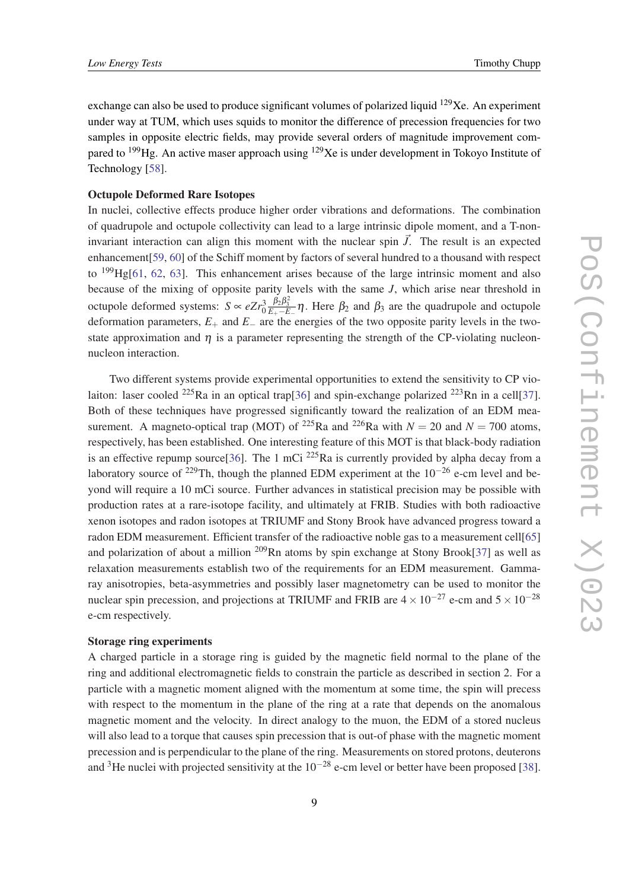exchange can also be used to produce significant volumes of polarized liquid $^{129}$Xe. An experiment under way at TUM, which uses squids to monitor the difference of precession frequencies for two samples in opposite electric fields, may provide several orders of magnitude improvement compared to $^{199}$Hg. An active maser approach using $^{129}$Xe is under development in Tokoyo Institute of Technology [58].

**Octupole Deformed Rare Isotopes**

In nuclei, collective effects produce higher order vibrations and deformations. The combination of quadrupole and octupole collectivity can lead to a large intrinsic dipole moment, and a T-non-invariant interaction can align this moment with the nuclear spin $\vec{J}$. The result is an expected enhancement[59, 60] of the Schiff moment by factors of several hundred to a thousand with respect to $^{199}$Hg[61, 62, 63]. This enhancement arises because of the large intrinsic moment and also because of the mixing of opposite parity levels with the same $J$, which arise near threshold in octupole deformed systems: $S \propto eZr_0^3 \frac{\beta_2 \beta_3^2}{E_+ - E_-} \eta$. Here $\beta_2$ and $\beta_3$ are the quadrupole and octupole deformation parameters, $E_+$ and $E_-$ are the energies of the two opposite parity levels in the two-state approximation and $\eta$ is a parameter representing the strength of the CP-violating nucleon-nucleon interaction.

Two different systems provide experimental opportunities to extend the sensitivity to CP violaiton: laser cooled $^{225}$Ra in an optical trap[36] and spin-exchange polarized $^{223}$Rn in a cell[37]. Both of these techniques have progressed significantly toward the realization of an EDM measurement. A magneto-optical trap (MOT) of $^{225}$Ra and $^{226}$Ra with $N = 20$ and $N = 700$ atoms, respectively, has been established. One interesting feature of this MOT is that black-body radiation is an effective repump source[36]. The 1 mCi $^{225}$Ra is currently provided by alpha decay from a laboratory source of $^{229}$Th, though the planned EDM experiment at the $10^{-26}$ e-cm level and beyond will require a 10 mCi source. Further advances in statistical precision may be possible with production rates at a rare-isotope facility, and ultimately at FRIB. Studies with both radioactive xenon isotopes and radon isotopes at TRIUMF and Stony Brook have advanced progress toward a radon EDM measurement. Efficient transfer of the radioactive noble gas to a measurement cell[65] and polarization of about a million $^{209}$Rn atoms by spin exchange at Stony Brook[37] as well as relaxation measurements establish two of the requirements for an EDM measurement. Gamma-ray anisotropies, beta-asymmetries and possibly laser magnetometry can be used to monitor the nuclear spin precession, and projections at TRIUMF and FRIB are $4 \times 10^{-27}$ e-cm and $5 \times 10^{-28}$ e-cm respectively.

**Storage ring experiments**

A charged particle in a storage ring is guided by the magnetic field normal to the plane of the ring and additional electromagnetic fields to constrain the particle as described in section 2. For a particle with a magnetic moment aligned with the momentum at some time, the spin will precess with respect to the momentum in the plane of the ring at a rate that depends on the anomalous magnetic moment and the velocity. In direct analogy to the muon, the EDM of a stored nucleus will also lead to a torque that causes spin precession that is out-of phase with the magnetic moment precession and is perpendicular to the plane of the ring. Measurements on stored protons, deuterons and $^3$He nuclei with projected sensitivity at the $10^{-28}$ e-cm level or better have been proposed [38].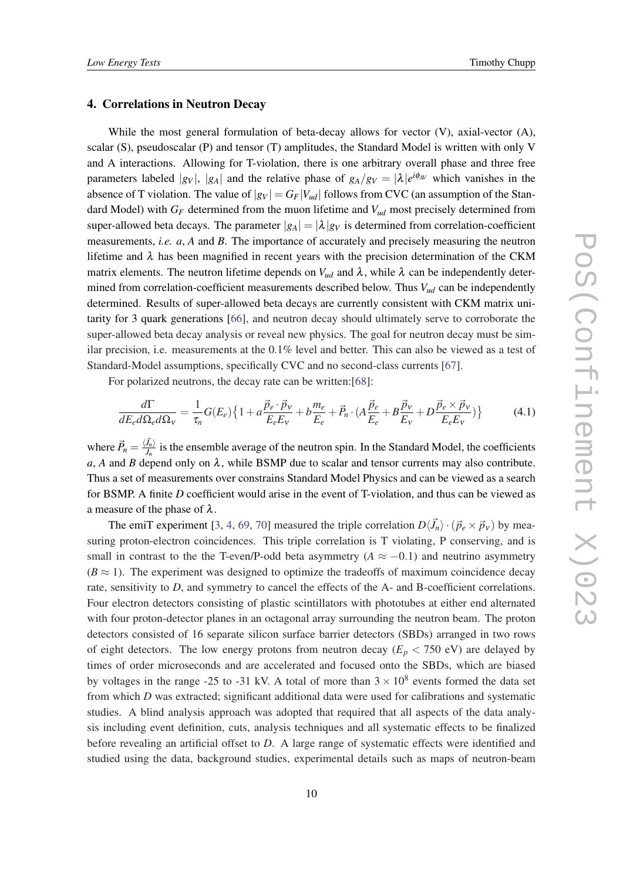## 4. Correlations in Neutron Decay

While the most general formulation of beta-decay allows for vector (V), axial-vector (A), scalar (S), pseudoscalar (P) and tensor (T) amplitudes, the Standard Model is written with only V and A interactions. Allowing for T-violation, there is one arbitrary overall phase and three free parameters labeled $|g_V|$, $|g_A|$ and the relative phase of $g_A/g_V = |\lambda|e^{i\phi_{AV}}$ which vanishes in the absence of T violation. The value of $|g_V| = G_F|V_{ud}|$ follows from CVC (an assumption of the Standard Model) with $G_F$ determined from the muon lifetime and $V_{ud}$ most precisely determined from super-allowed beta decays. The parameter $|g_A| = |\lambda|g_V$ is determined from correlation-coefficient measurements, *i.e.* $a$, $A$ and $B$. The importance of accurately and precisely measuring the neutron lifetime and $\lambda$ has been magnified in recent years with the precision determination of the CKM matrix elements. The neutron lifetime depends on $V_{ud}$ and $\lambda$, while $\lambda$ can be independently determined from correlation-coefficient measurements described below. Thus $V_{ud}$ can be independently determined. Results of super-allowed beta decays are currently consistent with CKM matrix unitarity for 3 quark generations [66], and neutron decay should ultimately serve to corroborate the super-allowed beta decay analysis or reveal new physics. The goal for neutron decay must be similar precision, i.e. measurements at the 0.1% level and better. This can also be viewed as a test of Standard-Model assumptions, specifically CVC and no second-class currents [67].

For polarized neutrons, the decay rate can be written:[68]:

$$\frac{d\Gamma}{dE_e d\Omega_e d\Omega_\nu} = \frac{1}{\tau_n}G(E_e)\big\{1 + a\frac{\vec{p}_e\cdot\vec{p}_\nu}{E_e E_\nu} + b\frac{m_e}{E_e} + \vec{P}_n\cdot(A\frac{\vec{p}_e}{E_e} + B\frac{\vec{p}_\nu}{E_\nu} + D\frac{\vec{p}_e\times\vec{p}_\nu}{E_e E_\nu})\big\} \tag{4.1}$$

where $\vec{P}_n = \frac{\langle\vec{J}_n\rangle}{J_n}$ is the ensemble average of the neutron spin. In the Standard Model, the coefficients $a$, $A$ and $B$ depend only on $\lambda$, while BSMP due to scalar and tensor currents may also contribute. Thus a set of measurements over constrains Standard Model Physics and can be viewed as a search for BSMP. A finite $D$ coefficient would arise in the event of T-violation, and thus can be viewed as a measure of the phase of $\lambda$.

The emiT experiment [3, 4, 69, 70] measured the triple correlation $D\langle\vec{J}_n\rangle\cdot(\vec{p}_e\times\vec{p}_\nu)$ by measuring proton-electron coincidences. This triple correlation is T violating, P conserving, and is small in contrast to the the T-even/P-odd beta asymmetry ($A \approx -0.1$) and neutrino asymmetry ($B \approx 1$). The experiment was designed to optimize the tradeoffs of maximum coincidence decay rate, sensitivity to $D$, and symmetry to cancel the effects of the A- and B-coefficient correlations. Four electron detectors consisting of plastic scintillators with phototubes at either end alternated with four proton-detector planes in an octagonal array surrounding the neutron beam. The proton detectors consisted of 16 separate silicon surface barrier detectors (SBDs) arranged in two rows of eight detectors. The low energy protons from neutron decay ($E_p < 750$ eV) are delayed by times of order microseconds and are accelerated and focused onto the SBDs, which are biased by voltages in the range -25 to -31 kV. A total of more than $3\times10^8$ events formed the data set from which $D$ was extracted; significant additional data were used for calibrations and systematic studies. A blind analysis approach was adopted that required that all aspects of the data analysis including event definition, cuts, analysis techniques and all systematic effects to be finalized before revealing an artificial offset to $D$. A large range of systematic effects were identified and studied using the data, background studies, experimental details such as maps of neutron-beam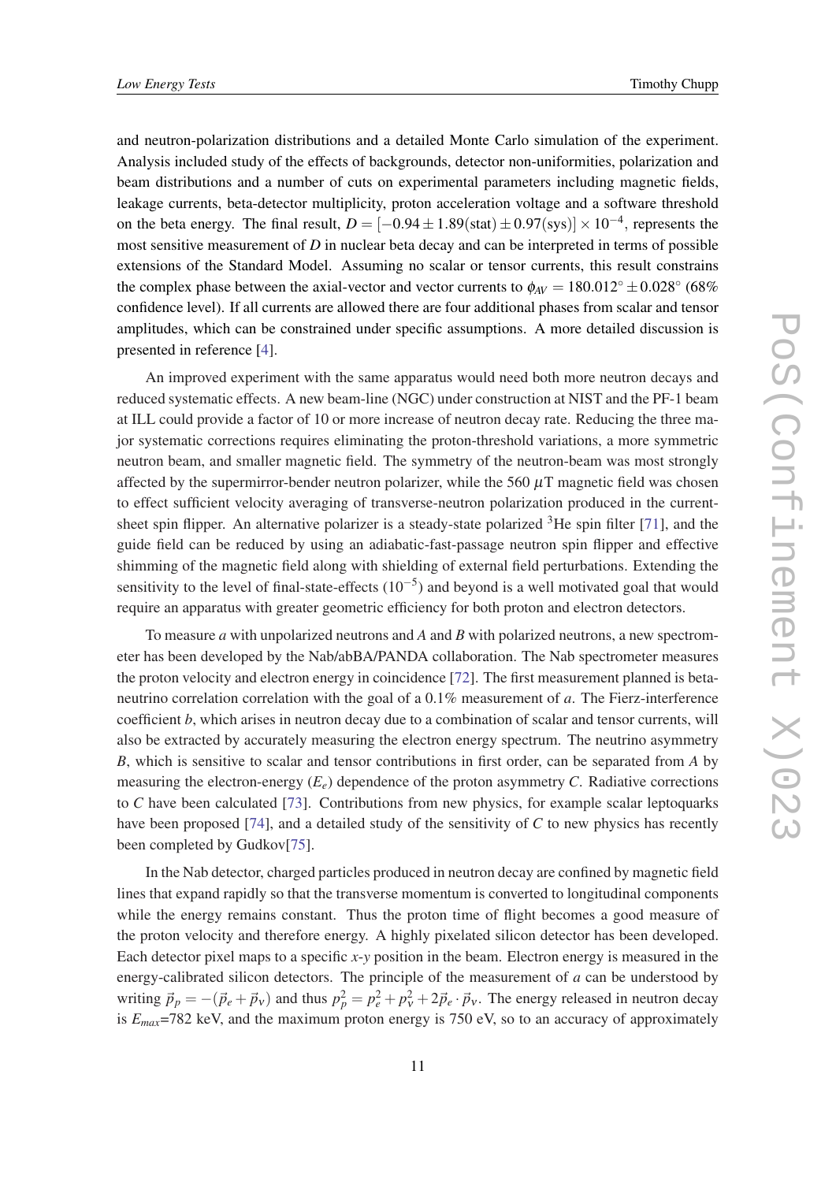and neutron-polarization distributions and a detailed Monte Carlo simulation of the experiment. Analysis included study of the effects of backgrounds, detector non-uniformities, polarization and beam distributions and a number of cuts on experimental parameters including magnetic fields, leakage currents, beta-detector multiplicity, proton acceleration voltage and a software threshold on the beta energy. The final result, $D = [-0.94 \pm 1.89(\text{stat}) \pm 0.97(\text{sys})] \times 10^{-4}$, represents the most sensitive measurement of $D$ in nuclear beta decay and can be interpreted in terms of possible extensions of the Standard Model. Assuming no scalar or tensor currents, this result constrains the complex phase between the axial-vector and vector currents to $\phi_{AV} = 180.012^\circ \pm 0.028^\circ$ (68% confidence level). If all currents are allowed there are four additional phases from scalar and tensor amplitudes, which can be constrained under specific assumptions. A more detailed discussion is presented in reference [4].

An improved experiment with the same apparatus would need both more neutron decays and reduced systematic effects. A new beam-line (NGC) under construction at NIST and the PF-1 beam at ILL could provide a factor of 10 or more increase of neutron decay rate. Reducing the three major systematic corrections requires eliminating the proton-threshold variations, a more symmetric neutron beam, and smaller magnetic field. The symmetry of the neutron-beam was most strongly affected by the supermirror-bender neutron polarizer, while the 560 $\mu$T magnetic field was chosen to effect sufficient velocity averaging of transverse-neutron polarization produced in the current-sheet spin flipper. An alternative polarizer is a steady-state polarized $^3$He spin filter [71], and the guide field can be reduced by using an adiabatic-fast-passage neutron spin flipper and effective shimming of the magnetic field along with shielding of external field perturbations. Extending the sensitivity to the level of final-state-effects ($10^{-5}$) and beyond is a well motivated goal that would require an apparatus with greater geometric efficiency for both proton and electron detectors.

To measure $a$ with unpolarized neutrons and $A$ and $B$ with polarized neutrons, a new spectrometer has been developed by the Nab/abBA/PANDA collaboration. The Nab spectrometer measures the proton velocity and electron energy in coincidence [72]. The first measurement planned is beta-neutrino correlation correlation with the goal of a 0.1% measurement of $a$. The Fierz-interference coefficient $b$, which arises in neutron decay due to a combination of scalar and tensor currents, will also be extracted by accurately measuring the electron energy spectrum. The neutrino asymmetry $B$, which is sensitive to scalar and tensor contributions in first order, can be separated from $A$ by measuring the electron-energy ($E_e$) dependence of the proton asymmetry $C$. Radiative corrections to $C$ have been calculated [73]. Contributions from new physics, for example scalar leptoquarks have been proposed [74], and a detailed study of the sensitivity of $C$ to new physics has recently been completed by Gudkov[75].

In the Nab detector, charged particles produced in neutron decay are confined by magnetic field lines that expand rapidly so that the transverse momentum is converted to longitudinal components while the energy remains constant. Thus the proton time of flight becomes a good measure of the proton velocity and therefore energy. A highly pixelated silicon detector has been developed. Each detector pixel maps to a specific $x$-$y$ position in the beam. Electron energy is measured in the energy-calibrated silicon detectors. The principle of the measurement of $a$ can be understood by writing $\vec{p}_p = -(\vec{p}_e + \vec{p}_\nu)$ and thus $p_p^2 = p_e^2 + p_\nu^2 + 2\vec{p}_e \cdot \vec{p}_\nu$. The energy released in neutron decay is $E_{max}$=782 keV, and the maximum proton energy is 750 eV, so to an accuracy of approximately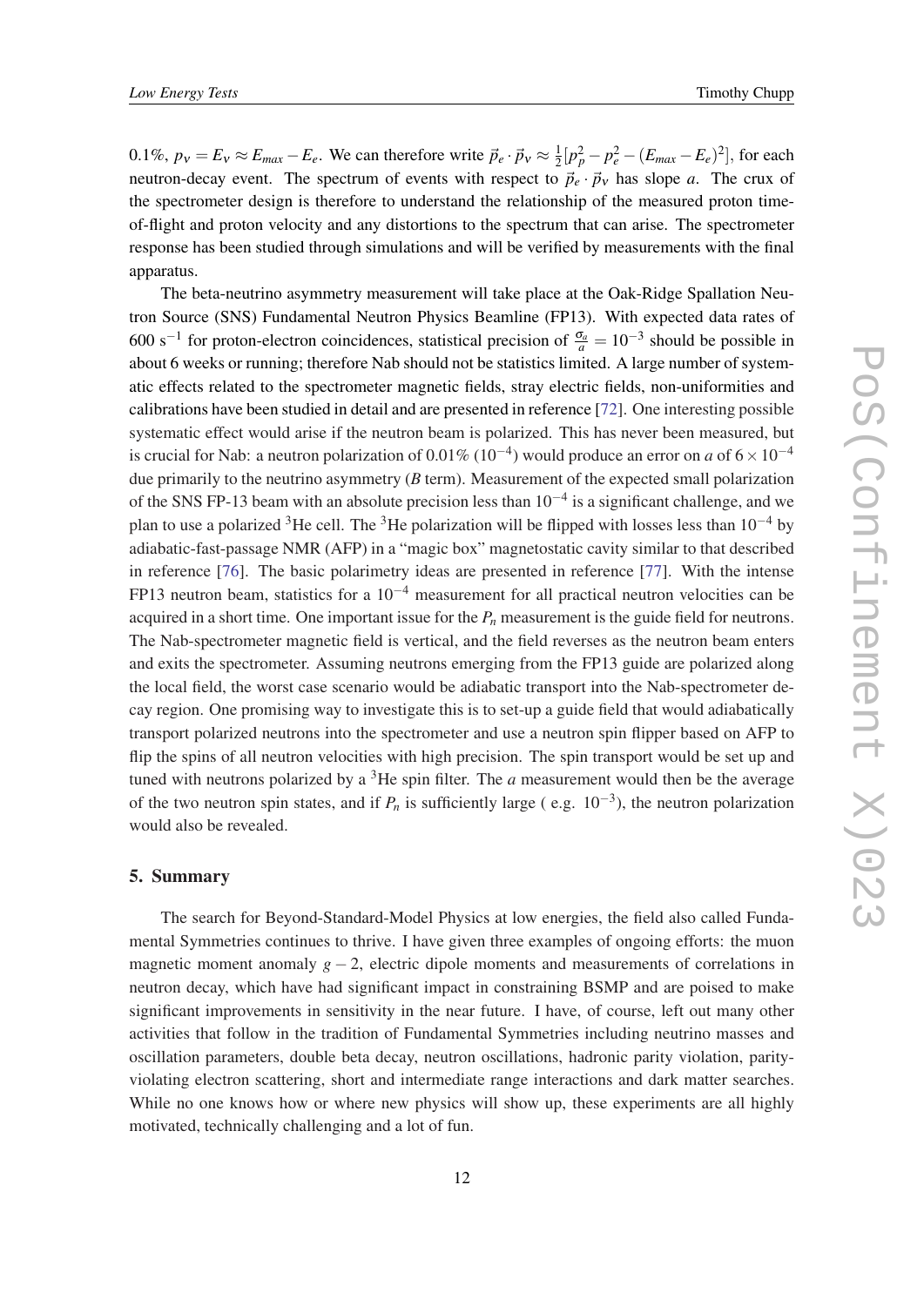0.1%, $p_\nu = E_\nu \approx E_{max} - E_e$. We can therefore write $\vec{p}_e \cdot \vec{p}_\nu \approx \frac{1}{2}[p_p^2 - p_e^2 - (E_{max} - E_e)^2]$, for each neutron-decay event. The spectrum of events with respect to $\vec{p}_e \cdot \vec{p}_\nu$ has slope $a$. The crux of the spectrometer design is therefore to understand the relationship of the measured proton time-of-flight and proton velocity and any distortions to the spectrum that can arise. The spectrometer response has been studied through simulations and will be verified by measurements with the final apparatus.

The beta-neutrino asymmetry measurement will take place at the Oak-Ridge Spallation Neutron Source (SNS) Fundamental Neutron Physics Beamline (FP13). With expected data rates of 600 $\mathrm{s}^{-1}$ for proton-electron coincidences, statistical precision of $\frac{\sigma_a}{a} = 10^{-3}$ should be possible in about 6 weeks or running; therefore Nab should not be statistics limited. A large number of systematic effects related to the spectrometer magnetic fields, stray electric fields, non-uniformities and calibrations have been studied in detail and are presented in reference [72]. One interesting possible systematic effect would arise if the neutron beam is polarized. This has never been measured, but is crucial for Nab: a neutron polarization of 0.01% ($10^{-4}$) would produce an error on $a$ of $6 \times 10^{-4}$ due primarily to the neutrino asymmetry ($B$ term). Measurement of the expected small polarization of the SNS FP-13 beam with an absolute precision less than $10^{-4}$ is a significant challenge, and we plan to use a polarized $^3$He cell. The $^3$He polarization will be flipped with losses less than $10^{-4}$ by adiabatic-fast-passage NMR (AFP) in a "magic box" magnetostatic cavity similar to that described in reference [76]. The basic polarimetry ideas are presented in reference [77]. With the intense FP13 neutron beam, statistics for a $10^{-4}$ measurement for all practical neutron velocities can be acquired in a short time. One important issue for the $P_n$ measurement is the guide field for neutrons. The Nab-spectrometer magnetic field is vertical, and the field reverses as the neutron beam enters and exits the spectrometer. Assuming neutrons emerging from the FP13 guide are polarized along the local field, the worst case scenario would be adiabatic transport into the Nab-spectrometer decay region. One promising way to investigate this is to set-up a guide field that would adiabatically transport polarized neutrons into the spectrometer and use a neutron spin flipper based on AFP to flip the spins of all neutron velocities with high precision. The spin transport would be set up and tuned with neutrons polarized by a $^3$He spin filter. The $a$ measurement would then be the average of the two neutron spin states, and if $P_n$ is sufficiently large ( e.g. $10^{-3}$), the neutron polarization would also be revealed.

## 5. Summary

The search for Beyond-Standard-Model Physics at low energies, the field also called Fundamental Symmetries continues to thrive. I have given three examples of ongoing efforts: the muon magnetic moment anomaly $g-2$, electric dipole moments and measurements of correlations in neutron decay, which have had significant impact in constraining BSMP and are poised to make significant improvements in sensitivity in the near future. I have, of course, left out many other activities that follow in the tradition of Fundamental Symmetries including neutrino masses and oscillation parameters, double beta decay, neutron oscillations, hadronic parity violation, parity-violating electron scattering, short and intermediate range interactions and dark matter searches. While no one knows how or where new physics will show up, these experiments are all highly motivated, technically challenging and a lot of fun.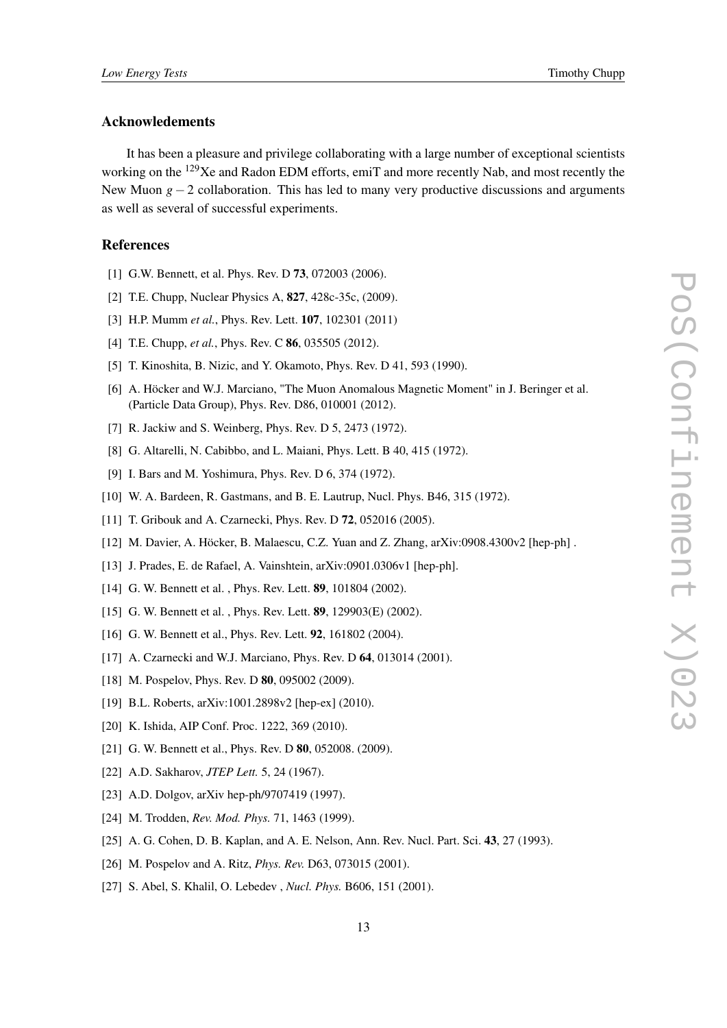## Acknowledements

It has been a pleasure and privilege collaborating with a large number of exceptional scientists working on the $^{129}$Xe and Radon EDM efforts, emiT and more recently Nab, and most recently the New Muon $g-2$ collaboration. This has led to many very productive discussions and arguments as well as several of successful experiments.

## References

[1] G.W. Bennett, et al. Phys. Rev. D **73**, 072003 (2006).

[2] T.E. Chupp, Nuclear Physics A, **827**, 428c-35c, (2009).

[3] H.P. Mumm *et al.*, Phys. Rev. Lett. **107**, 102301 (2011)

[4] T.E. Chupp, *et al.*, Phys. Rev. C **86**, 035505 (2012).

[5] T. Kinoshita, B. Nizic, and Y. Okamoto, Phys. Rev. D 41, 593 (1990).

[6] A. Höcker and W.J. Marciano, "The Muon Anomalous Magnetic Moment" in J. Beringer et al. (Particle Data Group), Phys. Rev. D86, 010001 (2012).

[7] R. Jackiw and S. Weinberg, Phys. Rev. D 5, 2473 (1972).

[8] G. Altarelli, N. Cabibbo, and L. Maiani, Phys. Lett. B 40, 415 (1972).

[9] I. Bars and M. Yoshimura, Phys. Rev. D 6, 374 (1972).

[10] W. A. Bardeen, R. Gastmans, and B. E. Lautrup, Nucl. Phys. B46, 315 (1972).

[11] T. Gribouk and A. Czarnecki, Phys. Rev. D **72**, 052016 (2005).

[12] M. Davier, A. Höcker, B. Malaescu, C.Z. Yuan and Z. Zhang, arXiv:0908.4300v2 [hep-ph] .

[13] J. Prades, E. de Rafael, A. Vainshtein, arXiv:0901.0306v1 [hep-ph].

[14] G. W. Bennett et al. , Phys. Rev. Lett. **89**, 101804 (2002).

[15] G. W. Bennett et al. , Phys. Rev. Lett. **89**, 129903(E) (2002).

[16] G. W. Bennett et al., Phys. Rev. Lett. **92**, 161802 (2004).

[17] A. Czarnecki and W.J. Marciano, Phys. Rev. D **64**, 013014 (2001).

[18] M. Pospelov, Phys. Rev. D **80**, 095002 (2009).

[19] B.L. Roberts, arXiv:1001.2898v2 [hep-ex] (2010).

[20] K. Ishida, AIP Conf. Proc. 1222, 369 (2010).

[21] G. W. Bennett et al., Phys. Rev. D **80**, 052008. (2009).

[22] A.D. Sakharov, *JTEP Lett.* 5, 24 (1967).

[23] A.D. Dolgov, arXiv hep-ph/9707419 (1997).

[24] M. Trodden, *Rev. Mod. Phys.* 71, 1463 (1999).

[25] A. G. Cohen, D. B. Kaplan, and A. E. Nelson, Ann. Rev. Nucl. Part. Sci. **43**, 27 (1993).

[26] M. Pospelov and A. Ritz, *Phys. Rev.* D63, 073015 (2001).

[27] S. Abel, S. Khalil, O. Lebedev , *Nucl. Phys.* B606, 151 (2001).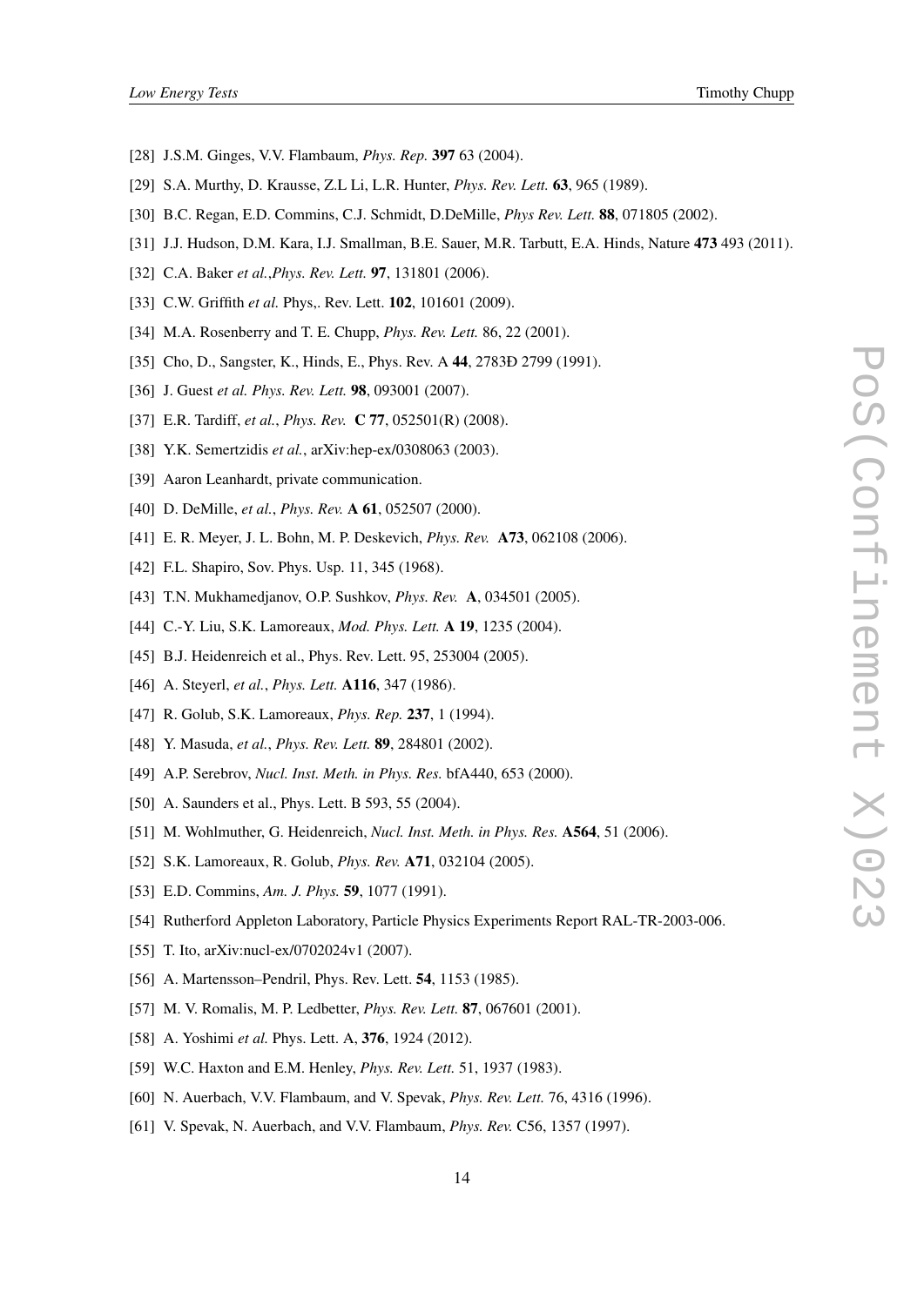[28] J.S.M. Ginges, V.V. Flambaum, *Phys. Rep.* **397** 63 (2004).

[29] S.A. Murthy, D. Krausse, Z.L Li, L.R. Hunter, *Phys. Rev. Lett.* **63**, 965 (1989).

[30] B.C. Regan, E.D. Commins, C.J. Schmidt, D.DeMille, *Phys Rev. Lett.* **88**, 071805 (2002).

[31] J.J. Hudson, D.M. Kara, I.J. Smallman, B.E. Sauer, M.R. Tarbutt, E.A. Hinds, Nature **473** 493 (2011).

[32] C.A. Baker *et al.*,*Phys. Rev. Lett.* **97**, 131801 (2006).

[33] C.W. Griffith *et al.* Phys,. Rev. Lett. **102**, 101601 (2009).

[34] M.A. Rosenberry and T. E. Chupp, *Phys. Rev. Lett.* 86, 22 (2001).

[35] Cho, D., Sangster, K., Hinds, E., Phys. Rev. A **44**, 2783Ð 2799 (1991).

[36] J. Guest *et al. Phys. Rev. Lett.* **98**, 093001 (2007).

[37] E.R. Tardiff, *et al.*, *Phys. Rev.* **C 77**, 052501(R) (2008).

[38] Y.K. Semertzidis *et al.*, arXiv:hep-ex/0308063 (2003).

[39] Aaron Leanhardt, private communication.

[40] D. DeMille, *et al.*, *Phys. Rev.* **A 61**, 052507 (2000).

[41] E. R. Meyer, J. L. Bohn, M. P. Deskevich, *Phys. Rev.* **A73**, 062108 (2006).

[42] F.L. Shapiro, Sov. Phys. Usp. 11, 345 (1968).

[43] T.N. Mukhamedjanov, O.P. Sushkov, *Phys. Rev.* **A**, 034501 (2005).

[44] C.-Y. Liu, S.K. Lamoreaux, *Mod. Phys. Lett.* **A 19**, 1235 (2004).

[45] B.J. Heidenreich et al., Phys. Rev. Lett. 95, 253004 (2005).

[46] A. Steyerl, *et al.*, *Phys. Lett.* **A116**, 347 (1986).

[47] R. Golub, S.K. Lamoreaux, *Phys. Rep.* **237**, 1 (1994).

[48] Y. Masuda, *et al.*, *Phys. Rev. Lett.* **89**, 284801 (2002).

[49] A.P. Serebrov, *Nucl. Inst. Meth. in Phys. Res.* bfA440, 653 (2000).

[50] A. Saunders et al., Phys. Lett. B 593, 55 (2004).

[51] M. Wohlmuther, G. Heidenreich, *Nucl. Inst. Meth. in Phys. Res.* **A564**, 51 (2006).

[52] S.K. Lamoreaux, R. Golub, *Phys. Rev.* **A71**, 032104 (2005).

[53] E.D. Commins, *Am. J. Phys.* **59**, 1077 (1991).

[54] Rutherford Appleton Laboratory, Particle Physics Experiments Report RAL-TR-2003-006.

[55] T. Ito, arXiv:nucl-ex/0702024v1 (2007).

[56] A. Martensson–Pendril, Phys. Rev. Lett. **54**, 1153 (1985).

[57] M. V. Romalis, M. P. Ledbetter, *Phys. Rev. Lett.* **87**, 067601 (2001).

[58] A. Yoshimi *et al.* Phys. Lett. A, **376**, 1924 (2012).

[59] W.C. Haxton and E.M. Henley, *Phys. Rev. Lett.* 51, 1937 (1983).

[60] N. Auerbach, V.V. Flambaum, and V. Spevak, *Phys. Rev. Lett.* 76, 4316 (1996).

[61] V. Spevak, N. Auerbach, and V.V. Flambaum, *Phys. Rev.* C56, 1357 (1997).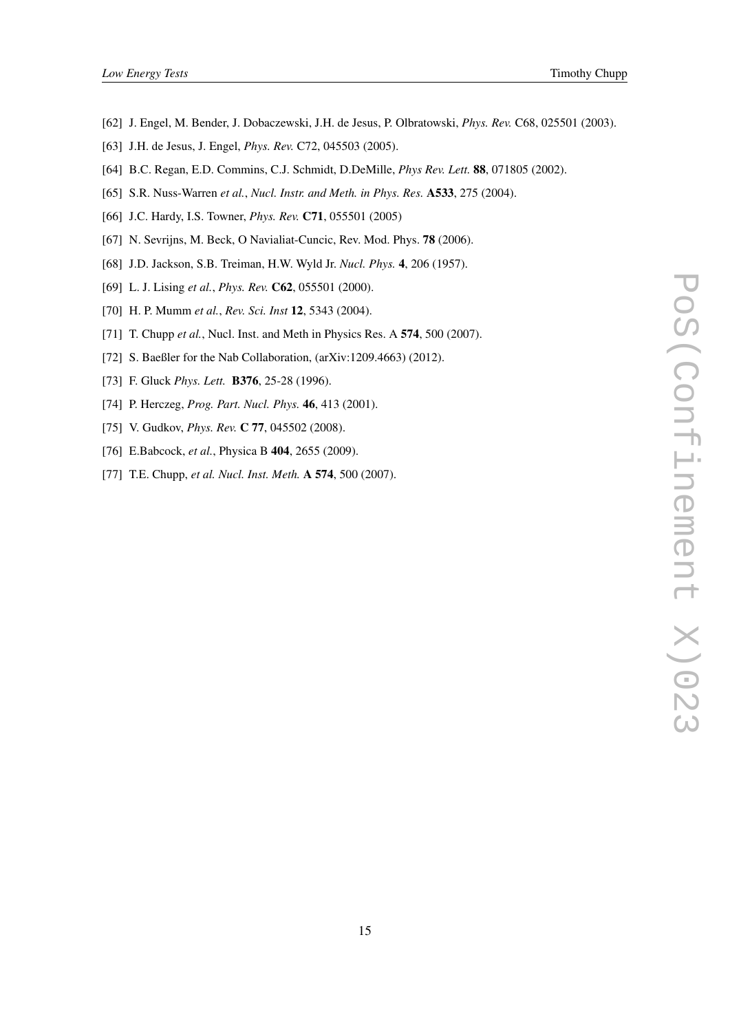[62] J. Engel, M. Bender, J. Dobaczewski, J.H. de Jesus, P. Olbratowski, *Phys. Rev.* C68, 025501 (2003).

[63] J.H. de Jesus, J. Engel, *Phys. Rev.* C72, 045503 (2005).

[64] B.C. Regan, E.D. Commins, C.J. Schmidt, D.DeMille, *Phys Rev. Lett.* **88**, 071805 (2002).

[65] S.R. Nuss-Warren *et al.*, *Nucl. Instr. and Meth. in Phys. Res.* **A533**, 275 (2004).

[66] J.C. Hardy, I.S. Towner, *Phys. Rev.* **C71**, 055501 (2005)

[67] N. Sevrijns, M. Beck, O Navialiat-Cuncic, Rev. Mod. Phys. **78** (2006).

[68] J.D. Jackson, S.B. Treiman, H.W. Wyld Jr. *Nucl. Phys.* **4**, 206 (1957).

[69] L. J. Lising *et al.*, *Phys. Rev.* **C62**, 055501 (2000).

[70] H. P. Mumm *et al.*, *Rev. Sci. Inst* **12**, 5343 (2004).

[71] T. Chupp *et al.*, Nucl. Inst. and Meth in Physics Res. A **574**, 500 (2007).

[72] S. Baeßler for the Nab Collaboration, (arXiv:1209.4663) (2012).

[73] F. Gluck *Phys. Lett.* **B376**, 25-28 (1996).

[74] P. Herczeg, *Prog. Part. Nucl. Phys.* **46**, 413 (2001).

[75] V. Gudkov, *Phys. Rev.* **C 77**, 045502 (2008).

[76] E.Babcock, *et al.*, Physica B **404**, 2655 (2009).

[77] T.E. Chupp, *et al. Nucl. Inst. Meth.* **A 574**, 500 (2007).